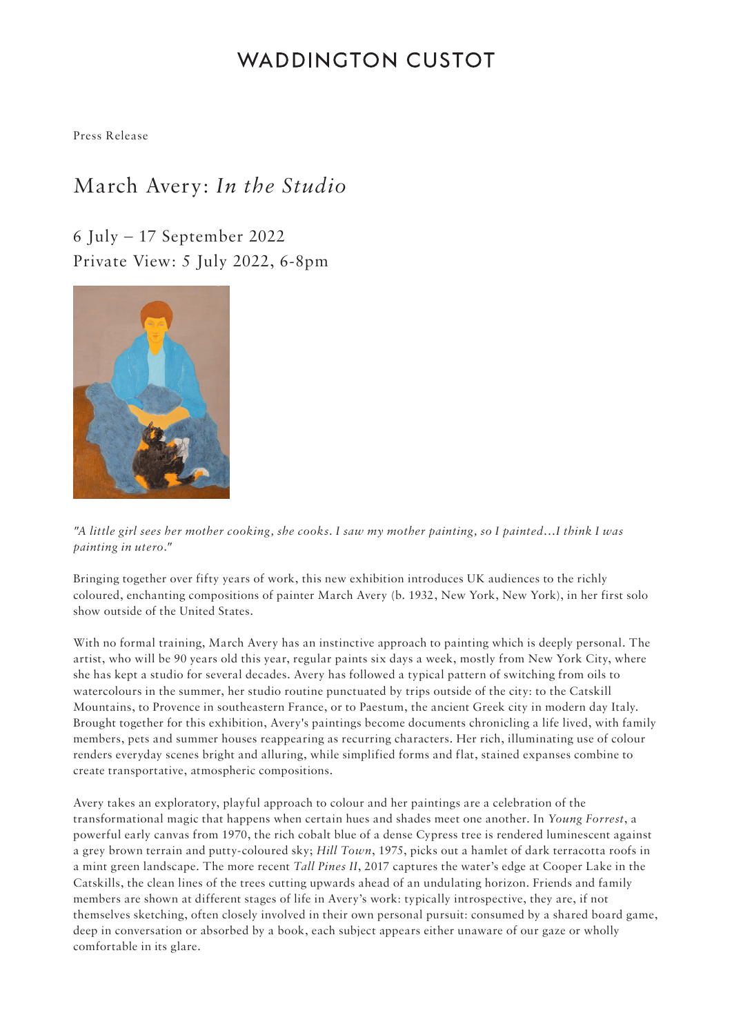WADDINGTON CUSTOT

Press Release

# March Avery: *In the Studio*

6 July – 17 September 2022
Private View: 5 July 2022, 6-8pm

*"A little girl sees her mother cooking, she cooks. I saw my mother painting, so I painted…I think I was painting in utero."*

Bringing together over fifty years of work, this new exhibition introduces UK audiences to the richly coloured, enchanting compositions of painter March Avery (b. 1932, New York, New York), in her first solo show outside of the United States.

With no formal training, March Avery has an instinctive approach to painting which is deeply personal. The artist, who will be 90 years old this year, regular paints six days a week, mostly from New York City, where she has kept a studio for several decades. Avery has followed a typical pattern of switching from oils to watercolours in the summer, her studio routine punctuated by trips outside of the city: to the Catskill Mountains, to Provence in southeastern France, or to Paestum, the ancient Greek city in modern day Italy. Brought together for this exhibition, Avery's paintings become documents chronicling a life lived, with family members, pets and summer houses reappearing as recurring characters. Her rich, illuminating use of colour renders everyday scenes bright and alluring, while simplified forms and flat, stained expanses combine to create transportative, atmospheric compositions.

Avery takes an exploratory, playful approach to colour and her paintings are a celebration of the transformational magic that happens when certain hues and shades meet one another. In *Young Forrest*, a powerful early canvas from 1970, the rich cobalt blue of a dense Cypress tree is rendered luminescent against a grey brown terrain and putty-coloured sky; *Hill Town*, 1975, picks out a hamlet of dark terracotta roofs in a mint green landscape. The more recent *Tall Pines II*, 2017 captures the water's edge at Cooper Lake in the Catskills, the clean lines of the trees cutting upwards ahead of an undulating horizon. Friends and family members are shown at different stages of life in Avery's work: typically introspective, they are, if not themselves sketching, often closely involved in their own personal pursuit: consumed by a shared board game, deep in conversation or absorbed by a book, each subject appears either unaware of our gaze or wholly comfortable in its glare.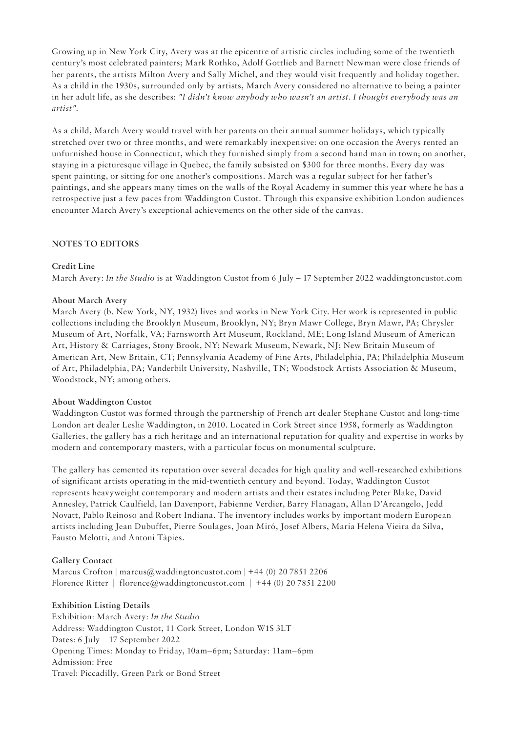Growing up in New York City, Avery was at the epicentre of artistic circles including some of the twentieth century's most celebrated painters; Mark Rothko, Adolf Gottlieb and Barnett Newman were close friends of her parents, the artists Milton Avery and Sally Michel, and they would visit frequently and holiday together. As a child in the 1930s, surrounded only by artists, March Avery considered no alternative to being a painter in her adult life, as she describes: *"I didn't know anybody who wasn't an artist. I thought everybody was an artist".*

As a child, March Avery would travel with her parents on their annual summer holidays, which typically stretched over two or three months, and were remarkably inexpensive: on one occasion the Averys rented an unfurnished house in Connecticut, which they furnished simply from a second hand man in town; on another, staying in a picturesque village in Quebec, the family subsisted on $300 for three months. Every day was spent painting, or sitting for one another's compositions. March was a regular subject for her father's paintings, and she appears many times on the walls of the Royal Academy in summer this year where he has a retrospective just a few paces from Waddington Custot. Through this expansive exhibition London audiences encounter March Avery's exceptional achievements on the other side of the canvas.

## NOTES TO EDITORS

**Credit Line**

March Avery: *In the Studio* is at Waddington Custot from 6 July – 17 September 2022 waddingtoncustot.com

**About March Avery**

March Avery (b. New York, NY, 1932) lives and works in New York City. Her work is represented in public collections including the Brooklyn Museum, Brooklyn, NY; Bryn Mawr College, Bryn Mawr, PA; Chrysler Museum of Art, Norfalk, VA; Farnsworth Art Museum, Rockland, ME; Long Island Museum of American Art, History & Carriages, Stony Brook, NY; Newark Museum, Newark, NJ; New Britain Museum of American Art, New Britain, CT; Pennsylvania Academy of Fine Arts, Philadelphia, PA; Philadelphia Museum of Art, Philadelphia, PA; Vanderbilt University, Nashville, TN; Woodstock Artists Association & Museum, Woodstock, NY; among others.

**About Waddington Custot**

Waddington Custot was formed through the partnership of French art dealer Stephane Custot and long-time London art dealer Leslie Waddington, in 2010. Located in Cork Street since 1958, formerly as Waddington Galleries, the gallery has a rich heritage and an international reputation for quality and expertise in works by modern and contemporary masters, with a particular focus on monumental sculpture.

The gallery has cemented its reputation over several decades for high quality and well-researched exhibitions of significant artists operating in the mid-twentieth century and beyond. Today, Waddington Custot represents heavyweight contemporary and modern artists and their estates including Peter Blake, David Annesley, Patrick Caulfield, Ian Davenport, Fabienne Verdier, Barry Flanagan, Allan D'Arcangelo, Jedd Novatt, Pablo Reinoso and Robert Indiana. The inventory includes works by important modern European artists including Jean Dubuffet, Pierre Soulages, Joan Miró, Josef Albers, Maria Helena Vieira da Silva, Fausto Melotti, and Antoni Tàpies.

**Gallery Contact**

Marcus Crofton | marcus@waddingtoncustot.com | +44 (0) 20 7851 2206
Florence Ritter | florence@waddingtoncustot.com | +44 (0) 20 7851 2200

**Exhibition Listing Details**

Exhibition: March Avery: *In the Studio*
Address: Waddington Custot, 11 Cork Street, London W1S 3LT
Dates: 6 July – 17 September 2022
Opening Times: Monday to Friday, 10am–6pm; Saturday: 11am–6pm
Admission: Free
Travel: Piccadilly, Green Park or Bond Street